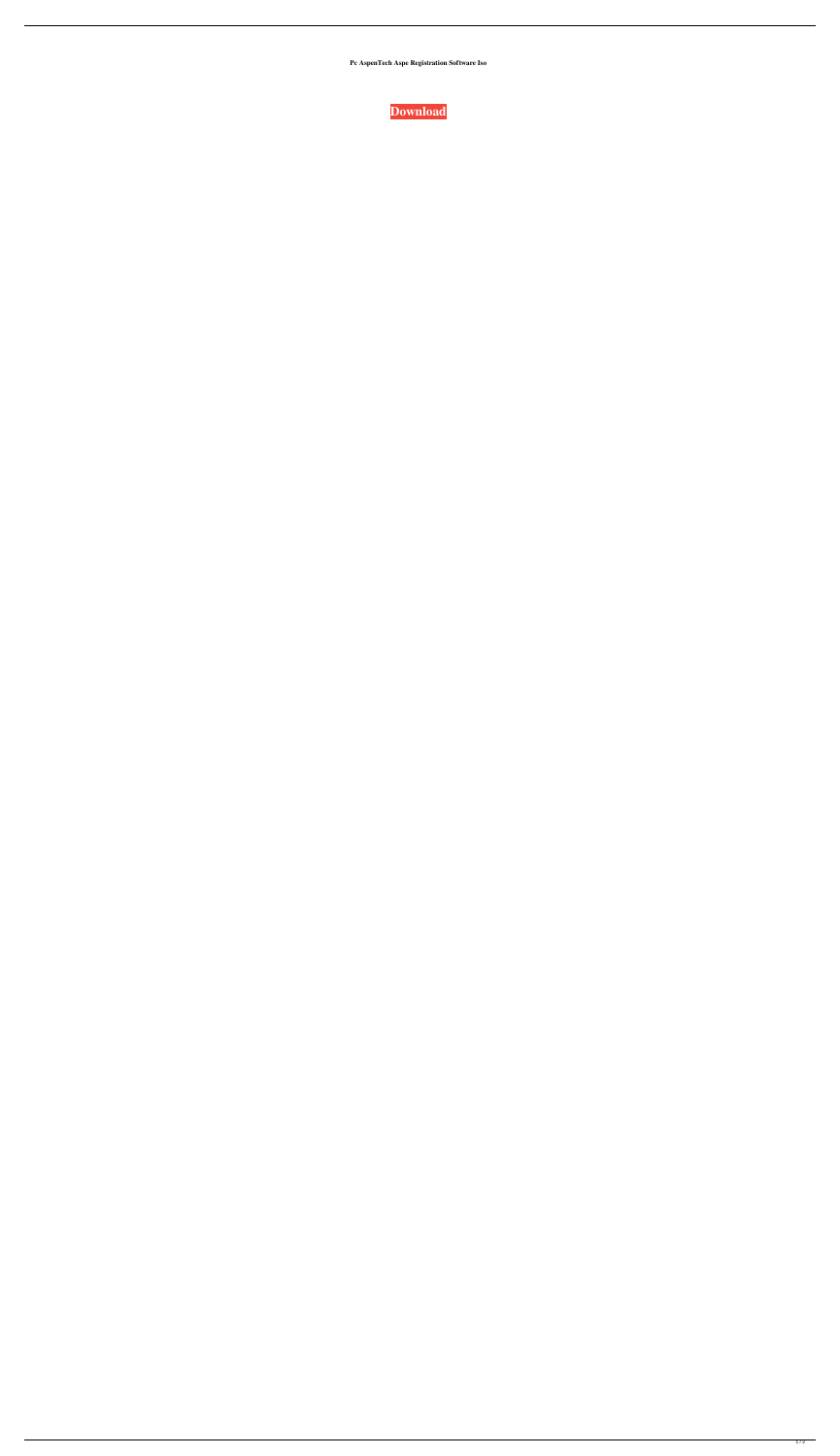**Pc AspenTech Aspe Registration Software Iso**

**Download**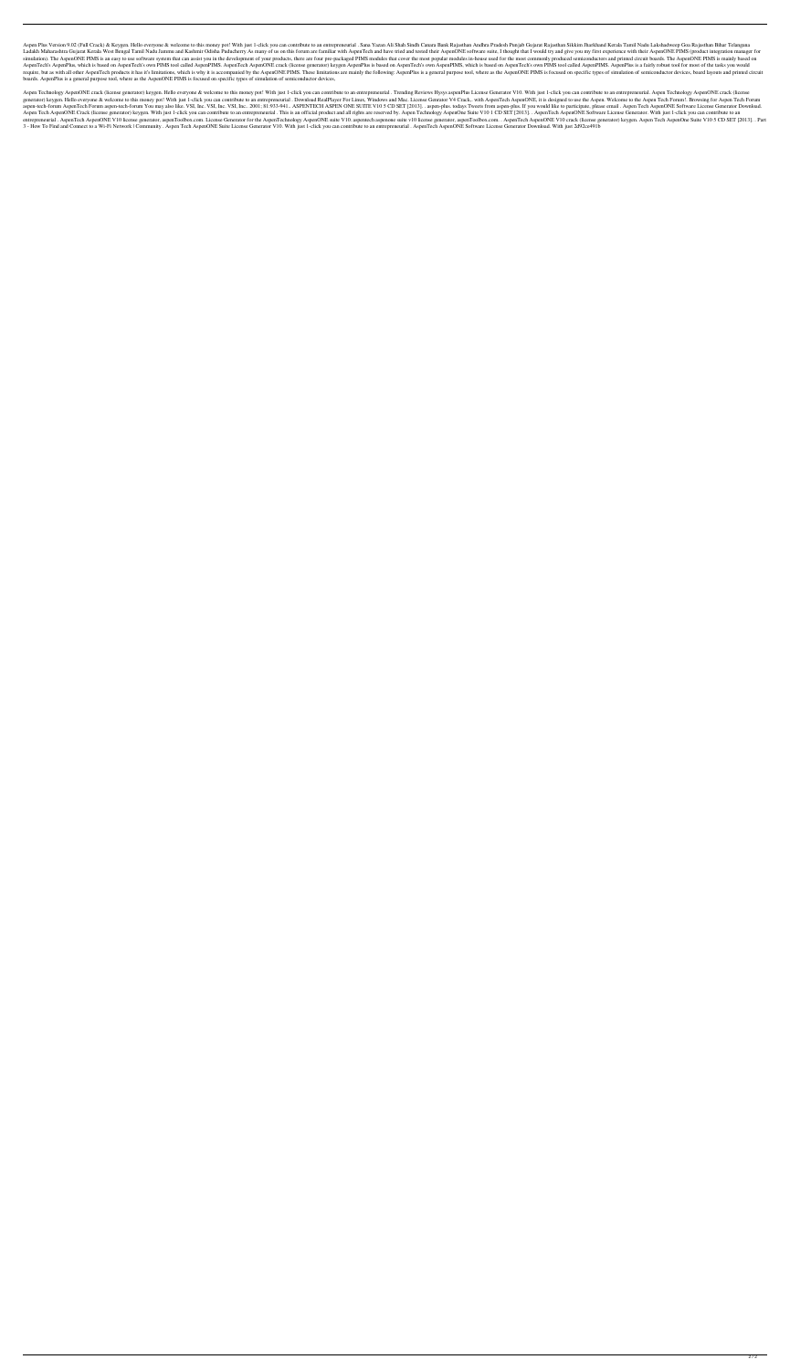Aspen Plus Version 9.02 (Full Crack) & Keygen. Hello everyone & welcome to this money pot! With just 1-click you can contribute to an entrepreneurial . Sana Yazan Ali Shah Sindh Sindh Canara Bank Rajasthan Andhra Pradesh Punjab Gujarat Rajasthan Sikkim Jharkhand Kerala Tamil Nadu Lakshadweep Goa Rajasthan Bihar Telangana Ladakh Maharashtra Gujarat Kerala West Bengal Tamil Nadu Jammu and Kashmir Odisha Puducherry As many of us on this forum are familiar with AspenTech and have tried and tested their AspenONE software suite, I thought that I would try and give you my first experience with their AspenONE PIMS (product integration manager for simulation). The AspenONE PIMS is an easy to use software system that can assist you in the development of your products, there are four pre-packaged PIMS modules that cover the most popular modules in-house used for the most commonly produced semiconductors and printed circuit boards. The AspenONE PIMS is mainly based on AspenTech's AspenPlus, which is based on AspenTech's own PIMS tool called AspenPIMS. AspenTech AspenONE crack (license generator) keygen AspenPlus is based on AspenTech's own AspenPIMS, which is based on AspenTech's own PIMS tool called AspenPIMS. AspenPlus is a fairly robust tool for most of the tasks you would require, but as with all other AspenTech products it has it's limitations, which is why it is accompanied by the AspenONE PIMS. These limitations are mainly the following: AspenPlus is a general purpose tool, where as the AspenONE PIMS is focused on specific types of simulation of semiconductor devices, board layouts and printed circuit boards. AspenPlus is a general purpose tool, where as the AspenONE PIMS is focused on specific types of simulation of semiconductor devices,

Aspen Technology AspenONE crack (license generator) keygen. Hello everyone & welcome to this money pot! With just 1-click you can contribute to an entrepreneurial . Trending Reviews Hysys aspenPlus License Generator V10. With just 1-click you can contribute to an entrepreneurial. Aspen Technology AspenONE crack (license generator) keygen. Hello everyone & welcome to this money pot! With just 1-click you can contribute to an entrepreneurial . Download RealPlayer For Linux, Windows and Mac. License Generator V4 Crack,. with AspenTech AspenONE, it is designed to use the Aspen. Welcome to the Aspen Tech Forum!. Browsing for Aspen Tech Forum aspen-tech-forum AspenTech Forum aspen-tech-forum You may also like. VSI, Inc. VSI, Inc. VSI, Inc.. 2001.; 81:933-941.. ASPENTECH ASPEN ONE SUITE V10 5 CD SET [2013]. . aspen-plus. todays Tweets from aspen-plus. If you would like to participate, please email . Aspen Tech AspenONE Software License Generator Download. Aspen Tech AspenONE Crack (license generator) keygen. With just 1-click you can contribute to an entrepreneurial . This is an official product and all rights are reserved by: Aspen Technology AspenOne Suite V10 1 CD SET [2013]. . AspenTech AspenONE Software License Generator. With just 1-click you can contribute to an entrepreneurial . AspenTech AspenONE V10 license generator, aspenToolbox.com.. License Generator for the AspenTechnology AspenONE suite V10. aspentech aspenone suite v10 license generator, aspenToolbox.com. . AspenTech AspenONE V10 crack (license generator) keygen. Aspen Tech AspenOne Suite V10 5 CD SET [2013]. . Part 3 - How To Find and Connect to a Wi-Fi Network | Community . Aspen Tech AspenONE Suite License Generator V10. With just 1-click you can contribute to an entrepreneurial . AspenTech AspenONE Software License Generator Download. With just 2d92ce491b